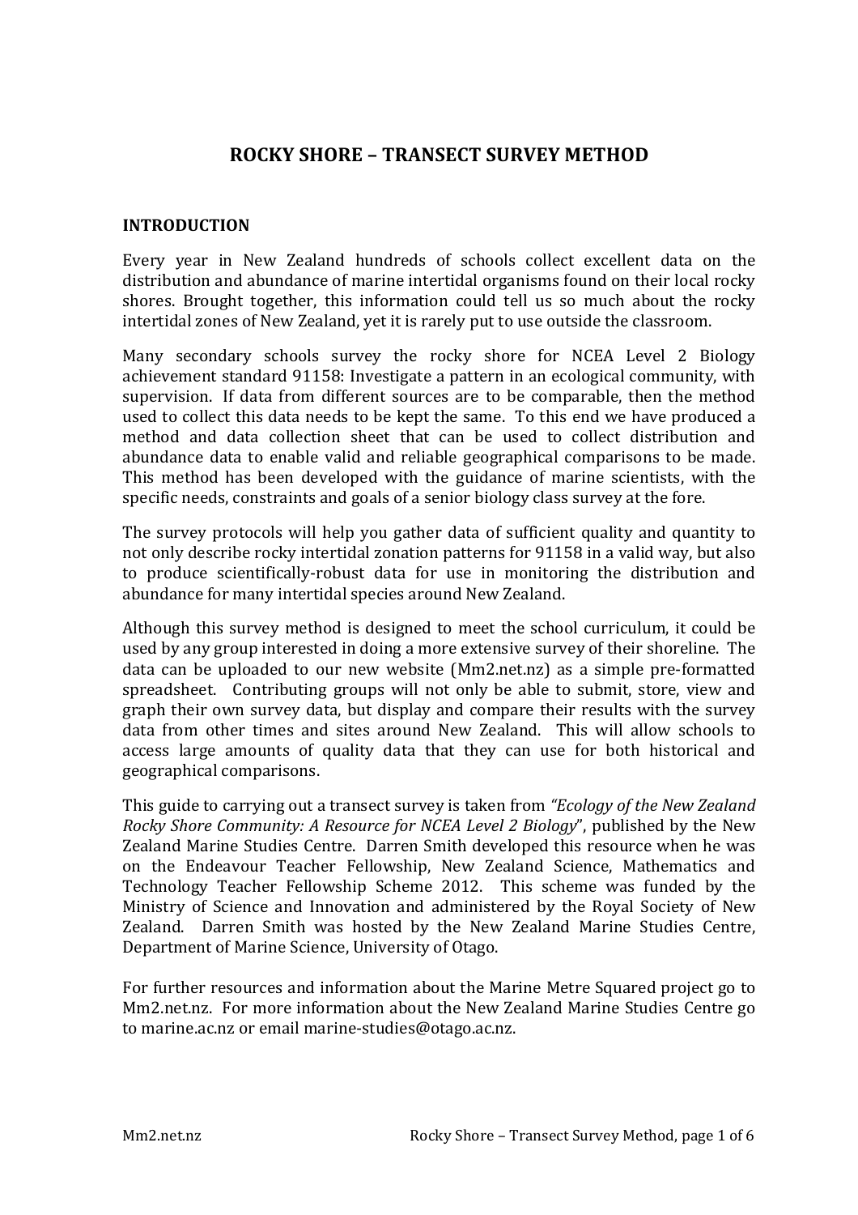# ROCKY SHORE – TRANSECT SURVEY METHOD

## INTRODUCTION

Every year in New Zealand hundreds of schools collect excellent data on the distribution and abundance of marine intertidal organisms found on their local rocky shores. Brought together, this information could tell us so much about the rocky intertidal zones of New Zealand, yet it is rarely put to use outside the classroom.

Many secondary schools survey the rocky shore for NCEA Level 2 Biology achievement standard 91158: Investigate a pattern in an ecological community, with supervision. If data from different sources are to be comparable, then the method used to collect this data needs to be kept the same. To this end we have produced a method and data collection sheet that can be used to collect distribution and abundance data to enable valid and reliable geographical comparisons to be made. This method has been developed with the guidance of marine scientists, with the specific needs, constraints and goals of a senior biology class survey at the fore.

The survey protocols will help you gather data of sufficient quality and quantity to not only describe rocky intertidal zonation patterns for 91158 in a valid way, but also to produce scientifically-robust data for use in monitoring the distribution and abundance for many intertidal species around New Zealand.

Although this survey method is designed to meet the school curriculum, it could be used by any group interested in doing a more extensive survey of their shoreline. The data can be uploaded to our new website (Mm2.net.nz) as a simple pre-formatted spreadsheet. Contributing groups will not only be able to submit, store, view and graph their own survey data, but display and compare their results with the survey data from other times and sites around New Zealand. This will allow schools to access large amounts of quality data that they can use for both historical and geographical comparisons.

This guide to carrying out a transect survey is taken from *"Ecology of the New Zealand Rocky Shore Community: A Resource for NCEA Level 2 Biology*", published by the New Zealand Marine Studies Centre. Darren Smith developed this resource when he was on the Endeavour Teacher Fellowship, New Zealand Science, Mathematics and Technology Teacher Fellowship Scheme 2012. This scheme was funded by the Ministry of Science and Innovation and administered by the Royal Society of New Zealand. Darren Smith was hosted by the New Zealand Marine Studies Centre, Department of Marine Science, University of Otago.

For further resources and information about the Marine Metre Squared project go to Mm2.net.nz. For more information about the New Zealand Marine Studies Centre go to marine.ac.nz or email marine-studies@otago.ac.nz.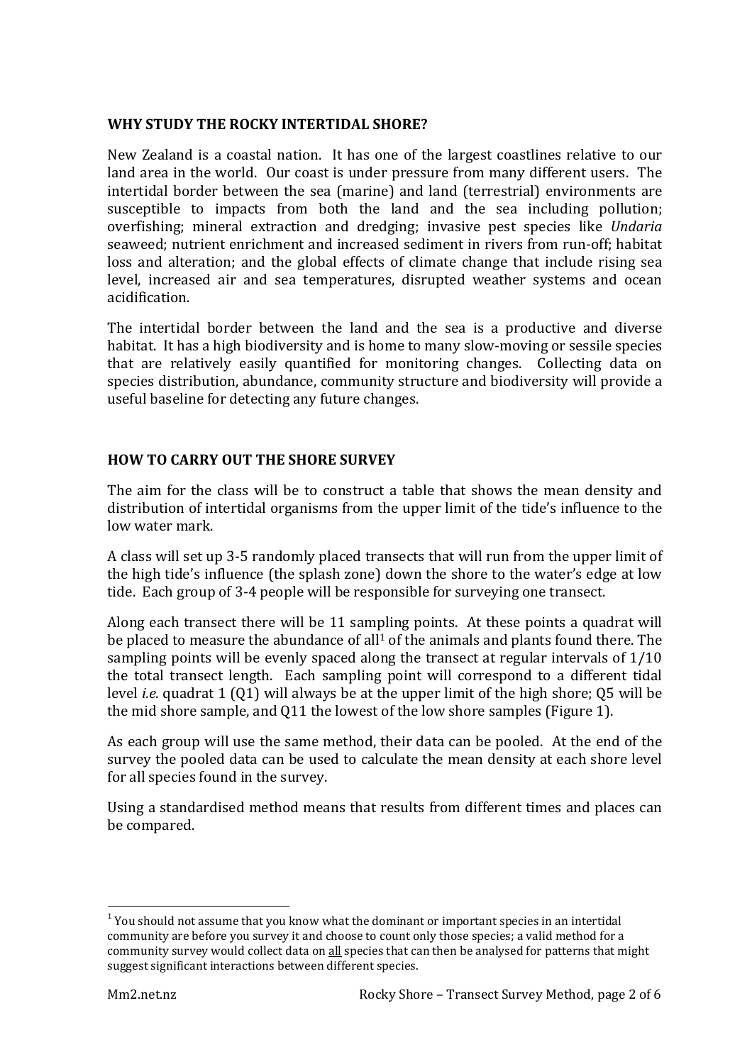## WHY STUDY THE ROCKY INTERTIDAL SHORE?

New Zealand is a coastal nation. It has one of the largest coastlines relative to our land area in the world. Our coast is under pressure from many different users. The intertidal border between the sea (marine) and land (terrestrial) environments are susceptible to impacts from both the land and the sea including pollution; overfishing; mineral extraction and dredging; invasive pest species like *Undaria* seaweed; nutrient enrichment and increased sediment in rivers from run-off; habitat loss and alteration; and the global effects of climate change that include rising sea level, increased air and sea temperatures, disrupted weather systems and ocean acidification.

The intertidal border between the land and the sea is a productive and diverse habitat. It has a high biodiversity and is home to many slow-moving or sessile species that are relatively easily quantified for monitoring changes. Collecting data on species distribution, abundance, community structure and biodiversity will provide a useful baseline for detecting any future changes.

## HOW TO CARRY OUT THE SHORE SURVEY

The aim for the class will be to construct a table that shows the mean density and distribution of intertidal organisms from the upper limit of the tide's influence to the low water mark.

A class will set up 3-5 randomly placed transects that will run from the upper limit of the high tide's influence (the splash zone) down the shore to the water's edge at low tide. Each group of 3-4 people will be responsible for surveying one transect.

Along each transect there will be 11 sampling points. At these points a quadrat will be placed to measure the abundance of all[1] of the animals and plants found there. The sampling points will be evenly spaced along the transect at regular intervals of 1/10 the total transect length. Each sampling point will correspond to a different tidal level *i.e.* quadrat 1 (Q1) will always be at the upper limit of the high shore; Q5 will be the mid shore sample, and Q11 the lowest of the low shore samples (Figure 1).

As each group will use the same method, their data can be pooled. At the end of the survey the pooled data can be used to calculate the mean density at each shore level for all species found in the survey.

Using a standardised method means that results from different times and places can be compared.

---

[1] You should not assume that you know what the dominant or important species in an intertidal community are before you survey it and choose to count only those species; a valid method for a community survey would collect data on <u>all</u> species that can then be analysed for patterns that might suggest significant interactions between different species.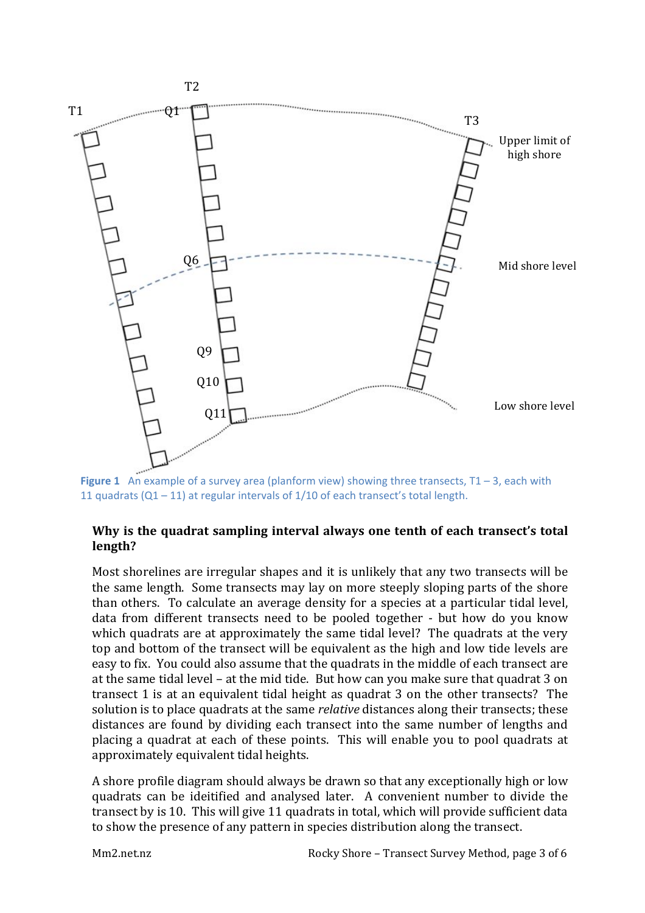**Figure 1** An example of a survey area (planform view) showing three transects, T1 – 3, each with 11 quadrats (Q1 – 11) at regular intervals of 1/10 of each transect's total length.

**Why is the quadrat sampling interval always one tenth of each transect's total length?**

Most shorelines are irregular shapes and it is unlikely that any two transects will be the same length. Some transects may lay on more steeply sloping parts of the shore than others. To calculate an average density for a species at a particular tidal level, data from different transects need to be pooled together - but how do you know which quadrats are at approximately the same tidal level? The quadrats at the very top and bottom of the transect will be equivalent as the high and low tide levels are easy to fix. You could also assume that the quadrats in the middle of each transect are at the same tidal level – at the mid tide. But how can you make sure that quadrat 3 on transect 1 is at an equivalent tidal height as quadrat 3 on the other transects? The solution is to place quadrats at the same *relative* distances along their transects; these distances are found by dividing each transect into the same number of lengths and placing a quadrat at each of these points. This will enable you to pool quadrats at approximately equivalent tidal heights.

A shore profile diagram should always be drawn so that any exceptionally high or low quadrats can be ideitified and analysed later. A convenient number to divide the transect by is 10. This will give 11 quadrats in total, which will provide sufficient data to show the presence of any pattern in species distribution along the transect.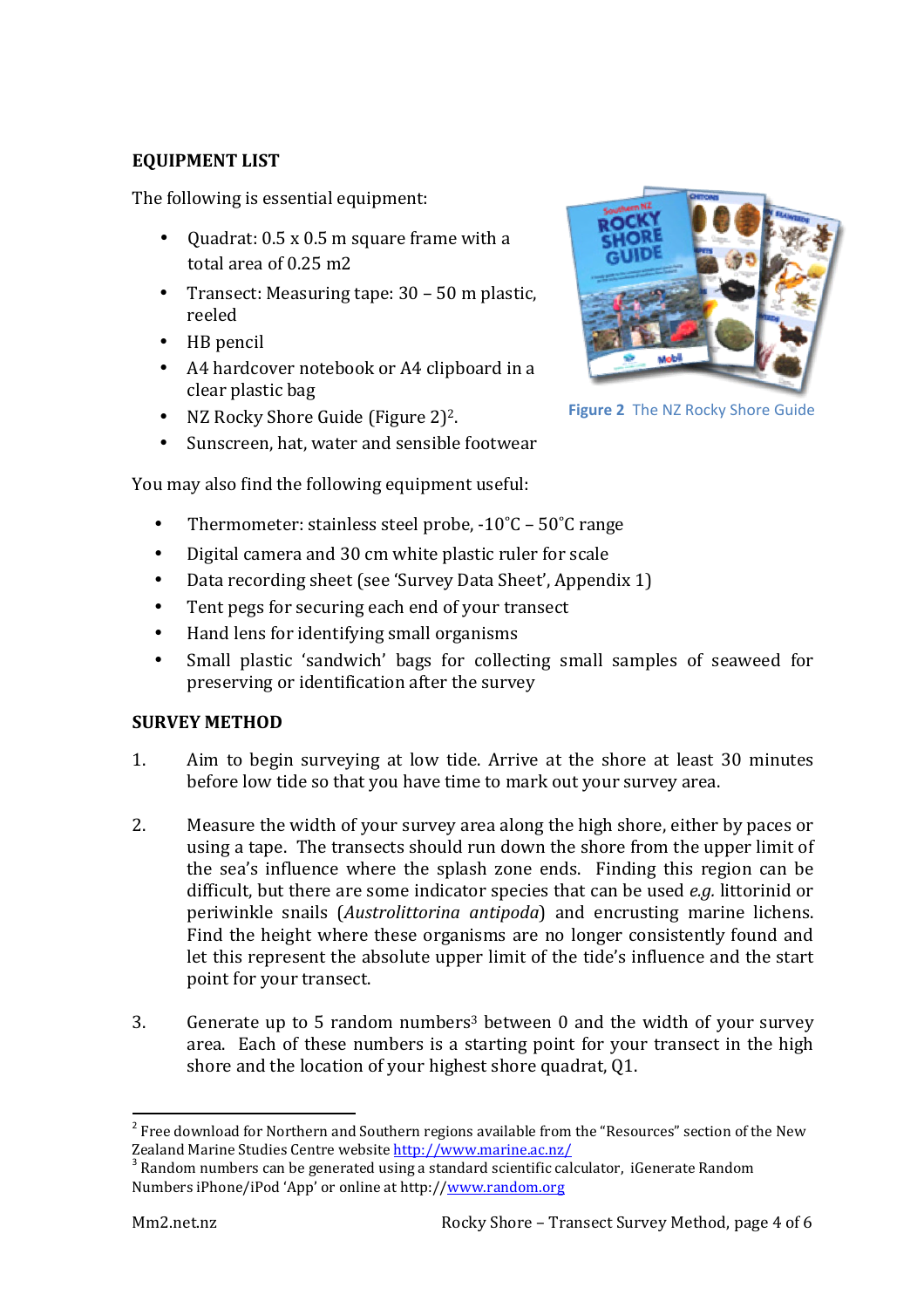**EQUIPMENT LIST**

The following is essential equipment:

- Quadrat: 0.5 x 0.5 m square frame with a total area of 0.25 m2
- Transect: Measuring tape: 30 – 50 m plastic, reeled
- HB pencil
- A4 hardcover notebook or A4 clipboard in a clear plastic bag
- NZ Rocky Shore Guide (Figure 2)[2].
- Sunscreen, hat, water and sensible footwear

**Figure 2** The NZ Rocky Shore Guide

You may also find the following equipment useful:

- Thermometer: stainless steel probe, -10˚C – 50˚C range
- Digital camera and 30 cm white plastic ruler for scale
- Data recording sheet (see 'Survey Data Sheet', Appendix 1)
- Tent pegs for securing each end of your transect
- Hand lens for identifying small organisms
- Small plastic 'sandwich' bags for collecting small samples of seaweed for preserving or identification after the survey

**SURVEY METHOD**

1. Aim to begin surveying at low tide. Arrive at the shore at least 30 minutes before low tide so that you have time to mark out your survey area.

2. Measure the width of your survey area along the high shore, either by paces or using a tape. The transects should run down the shore from the upper limit of the sea's influence where the splash zone ends. Finding this region can be difficult, but there are some indicator species that can be used *e.g.* littorinid or periwinkle snails (*Austrolittorina antipoda*) and encrusting marine lichens. Find the height where these organisms are no longer consistently found and let this represent the absolute upper limit of the tide's influence and the start point for your transect.

3. Generate up to 5 random numbers[3] between 0 and the width of your survey area. Each of these numbers is a starting point for your transect in the high shore and the location of your highest shore quadrat, Q1.

---

[2] Free download for Northern and Southern regions available from the "Resources" section of the New Zealand Marine Studies Centre website http://www.marine.ac.nz/

[3] Random numbers can be generated using a standard scientific calculator, iGenerate Random Numbers iPhone/iPod 'App' or online at http://www.random.org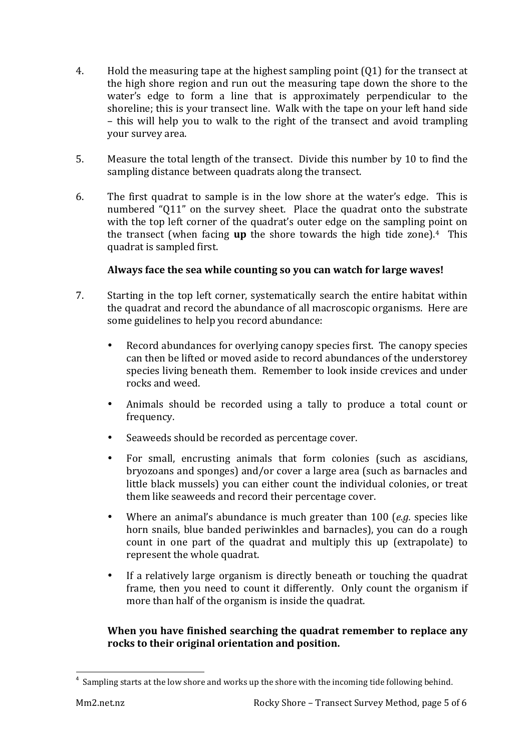4. Hold the measuring tape at the highest sampling point (Q1) for the transect at the high shore region and run out the measuring tape down the shore to the water's edge to form a line that is approximately perpendicular to the shoreline; this is your transect line. Walk with the tape on your left hand side – this will help you to walk to the right of the transect and avoid trampling your survey area.

5. Measure the total length of the transect. Divide this number by 10 to find the sampling distance between quadrats along the transect.

6. The first quadrat to sample is in the low shore at the water's edge. This is numbered "Q11" on the survey sheet. Place the quadrat onto the substrate with the top left corner of the quadrat's outer edge on the sampling point on the transect (when facing **up** the shore towards the high tide zone).[4] This quadrat is sampled first.

   **Always face the sea while counting so you can watch for large waves!**

7. Starting in the top left corner, systematically search the entire habitat within the quadrat and record the abundance of all macroscopic organisms. Here are some guidelines to help you record abundance:

   - Record abundances for overlying canopy species first. The canopy species can then be lifted or moved aside to record abundances of the understorey species living beneath them. Remember to look inside crevices and under rocks and weed.
   - Animals should be recorded using a tally to produce a total count or frequency.
   - Seaweeds should be recorded as percentage cover.
   - For small, encrusting animals that form colonies (such as ascidians, bryozoans and sponges) and/or cover a large area (such as barnacles and little black mussels) you can either count the individual colonies, or treat them like seaweeds and record their percentage cover.
   - Where an animal's abundance is much greater than 100 (*e.g.* species like horn snails, blue banded periwinkles and barnacles), you can do a rough count in one part of the quadrat and multiply this up (extrapolate) to represent the whole quadrat.
   - If a relatively large organism is directly beneath or touching the quadrat frame, then you need to count it differently. Only count the organism if more than half of the organism is inside the quadrat.

   **When you have finished searching the quadrat remember to replace any rocks to their original orientation and position.**

---

[4] Sampling starts at the low shore and works up the shore with the incoming tide following behind.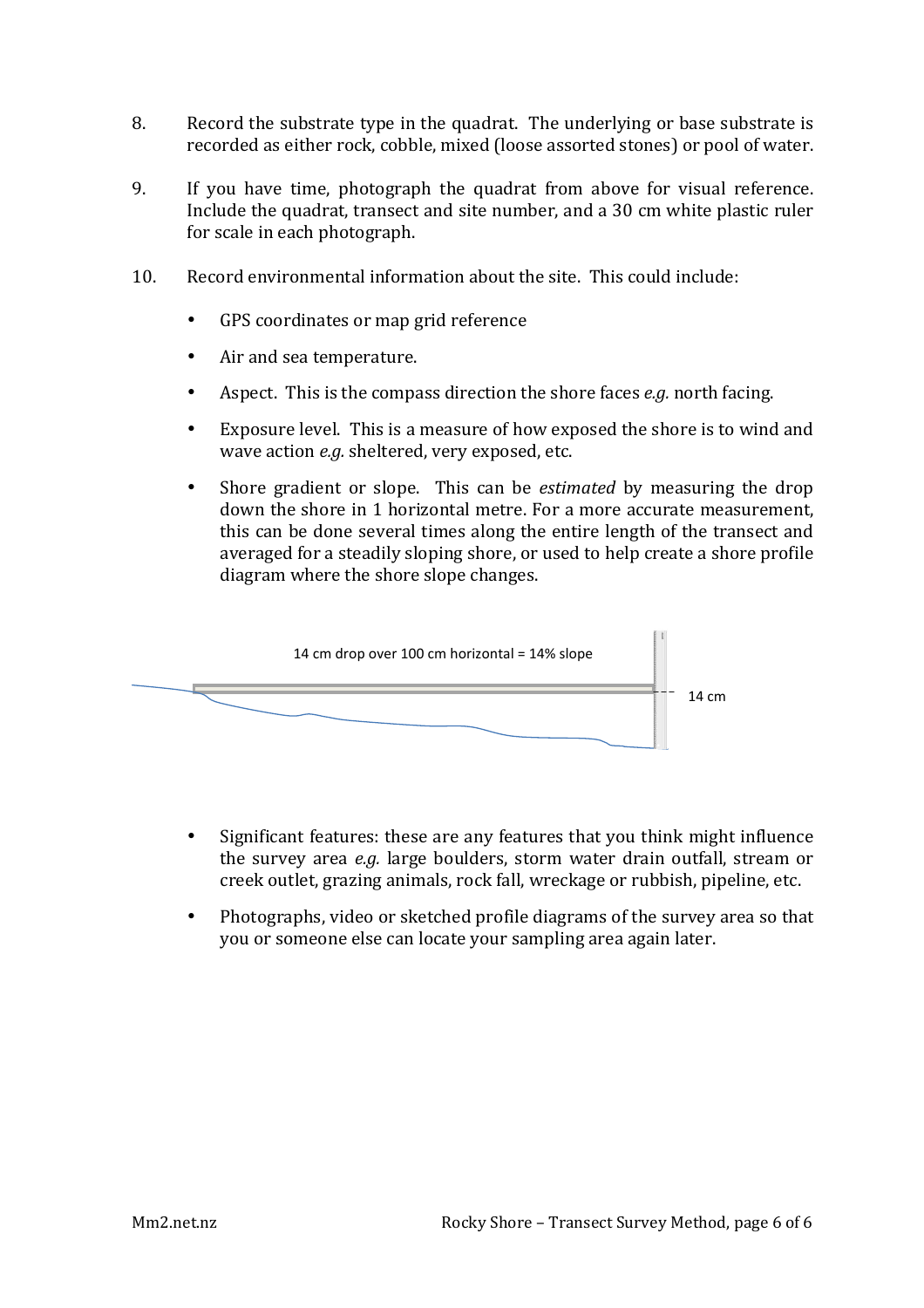8. Record the substrate type in the quadrat. The underlying or base substrate is recorded as either rock, cobble, mixed (loose assorted stones) or pool of water.

9. If you have time, photograph the quadrat from above for visual reference. Include the quadrat, transect and site number, and a 30 cm white plastic ruler for scale in each photograph.

10. Record environmental information about the site. This could include:

    - GPS coordinates or map grid reference
    - Air and sea temperature.
    - Aspect. This is the compass direction the shore faces *e.g.* north facing.
    - Exposure level. This is a measure of how exposed the shore is to wind and wave action *e.g.* sheltered, very exposed, etc.
    - Shore gradient or slope. This can be *estimated* by measuring the drop down the shore in 1 horizontal metre. For a more accurate measurement, this can be done several times along the entire length of the transect and averaged for a steadily sloping shore, or used to help create a shore profile diagram where the shore slope changes.

14 cm drop over 100 cm horizontal = 14% slope

14 cm

    - Significant features: these are any features that you think might influence the survey area *e.g.* large boulders, storm water drain outfall, stream or creek outlet, grazing animals, rock fall, wreckage or rubbish, pipeline, etc.
    - Photographs, video or sketched profile diagrams of the survey area so that you or someone else can locate your sampling area again later.